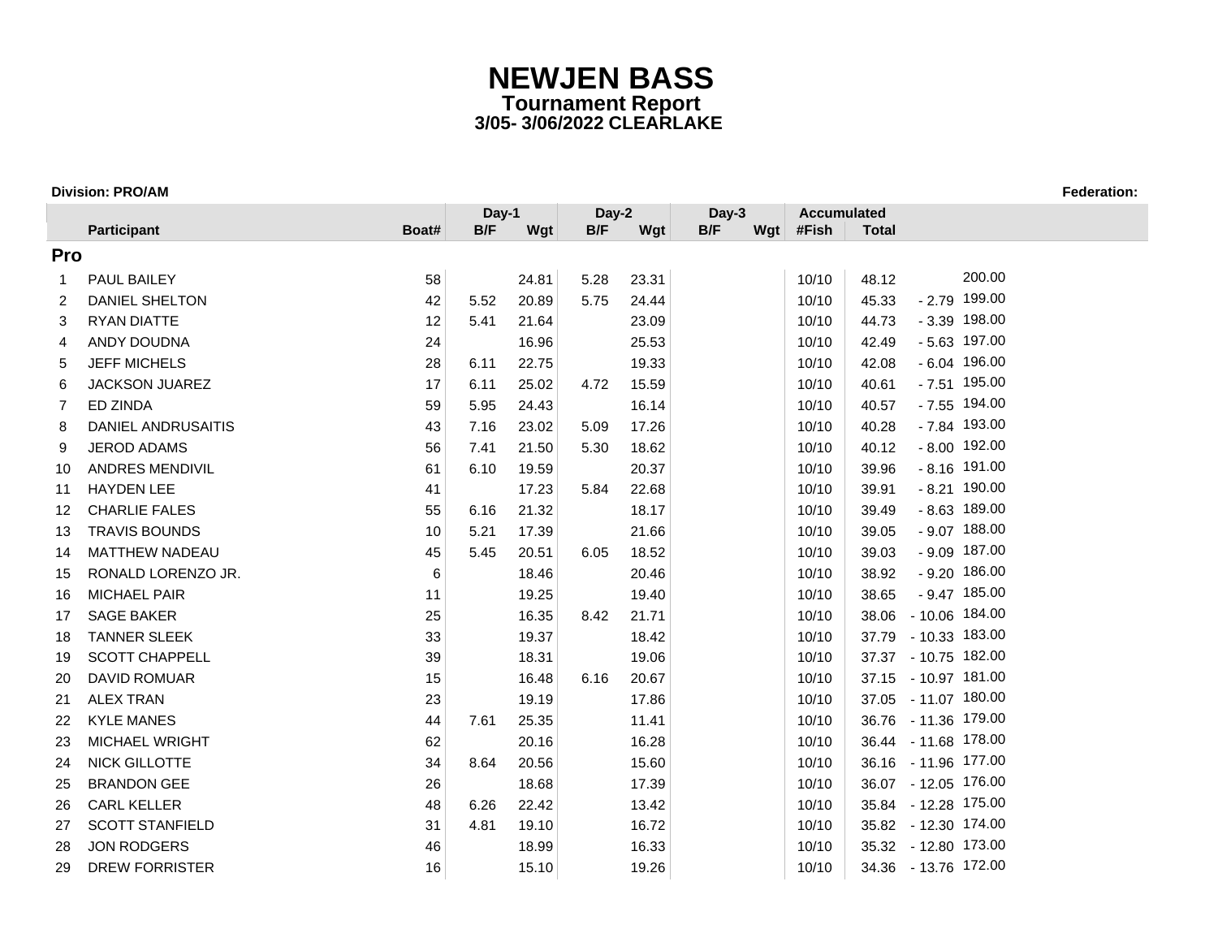# NEWJEN BASS

## Tournament Report

### 3/05- 3/06/2022 CLEARLAKE

**Division: PRO/AM** **Federation:**

| | Participant | Boat# | Day-1 | | Day-2 | | Day-3 | | Accumulated | | | |
|---|---|---|---|---|---|---|---|---|---|---|---|---|
| | | | B/F | Wgt | B/F | Wgt | B/F | Wgt | #Fish | Total | | |
| **Pro** | | | | | | | | | | | | |
| 1 | PAUL BAILEY | 58 | | 24.81 | 5.28 | 23.31 | | | 10/10 | 48.12 | | 200.00 |
| 2 | DANIEL SHELTON | 42 | 5.52 | 20.89 | 5.75 | 24.44 | | | 10/10 | 45.33 | - 2.79 | 199.00 |
| 3 | RYAN DIATTE | 12 | 5.41 | 21.64 | | 23.09 | | | 10/10 | 44.73 | - 3.39 | 198.00 |
| 4 | ANDY DOUDNA | 24 | | 16.96 | | 25.53 | | | 10/10 | 42.49 | - 5.63 | 197.00 |
| 5 | JEFF MICHELS | 28 | 6.11 | 22.75 | | 19.33 | | | 10/10 | 42.08 | - 6.04 | 196.00 |
| 6 | JACKSON JUAREZ | 17 | 6.11 | 25.02 | 4.72 | 15.59 | | | 10/10 | 40.61 | - 7.51 | 195.00 |
| 7 | ED ZINDA | 59 | 5.95 | 24.43 | | 16.14 | | | 10/10 | 40.57 | - 7.55 | 194.00 |
| 8 | DANIEL ANDRUSAITIS | 43 | 7.16 | 23.02 | 5.09 | 17.26 | | | 10/10 | 40.28 | - 7.84 | 193.00 |
| 9 | JEROD ADAMS | 56 | 7.41 | 21.50 | 5.30 | 18.62 | | | 10/10 | 40.12 | - 8.00 | 192.00 |
| 10 | ANDRES MENDIVIL | 61 | 6.10 | 19.59 | | 20.37 | | | 10/10 | 39.96 | - 8.16 | 191.00 |
| 11 | HAYDEN LEE | 41 | | 17.23 | 5.84 | 22.68 | | | 10/10 | 39.91 | - 8.21 | 190.00 |
| 12 | CHARLIE FALES | 55 | 6.16 | 21.32 | | 18.17 | | | 10/10 | 39.49 | - 8.63 | 189.00 |
| 13 | TRAVIS BOUNDS | 10 | 5.21 | 17.39 | | 21.66 | | | 10/10 | 39.05 | - 9.07 | 188.00 |
| 14 | MATTHEW NADEAU | 45 | 5.45 | 20.51 | 6.05 | 18.52 | | | 10/10 | 39.03 | - 9.09 | 187.00 |
| 15 | RONALD LORENZO JR. | 6 | | 18.46 | | 20.46 | | | 10/10 | 38.92 | - 9.20 | 186.00 |
| 16 | MICHAEL PAIR | 11 | | 19.25 | | 19.40 | | | 10/10 | 38.65 | - 9.47 | 185.00 |
| 17 | SAGE BAKER | 25 | | 16.35 | 8.42 | 21.71 | | | 10/10 | 38.06 | - 10.06 | 184.00 |
| 18 | TANNER SLEEK | 33 | | 19.37 | | 18.42 | | | 10/10 | 37.79 | - 10.33 | 183.00 |
| 19 | SCOTT CHAPPELL | 39 | | 18.31 | | 19.06 | | | 10/10 | 37.37 | - 10.75 | 182.00 |
| 20 | DAVID ROMUAR | 15 | | 16.48 | 6.16 | 20.67 | | | 10/10 | 37.15 | - 10.97 | 181.00 |
| 21 | ALEX TRAN | 23 | | 19.19 | | 17.86 | | | 10/10 | 37.05 | - 11.07 | 180.00 |
| 22 | KYLE MANES | 44 | 7.61 | 25.35 | | 11.41 | | | 10/10 | 36.76 | - 11.36 | 179.00 |
| 23 | MICHAEL WRIGHT | 62 | | 20.16 | | 16.28 | | | 10/10 | 36.44 | - 11.68 | 178.00 |
| 24 | NICK GILLOTTE | 34 | 8.64 | 20.56 | | 15.60 | | | 10/10 | 36.16 | - 11.96 | 177.00 |
| 25 | BRANDON GEE | 26 | | 18.68 | | 17.39 | | | 10/10 | 36.07 | - 12.05 | 176.00 |
| 26 | CARL KELLER | 48 | 6.26 | 22.42 | | 13.42 | | | 10/10 | 35.84 | - 12.28 | 175.00 |
| 27 | SCOTT STANFIELD | 31 | 4.81 | 19.10 | | 16.72 | | | 10/10 | 35.82 | - 12.30 | 174.00 |
| 28 | JON RODGERS | 46 | | 18.99 | | 16.33 | | | 10/10 | 35.32 | - 12.80 | 173.00 |
| 29 | DREW FORRISTER | 16 | | 15.10 | | 19.26 | | | 10/10 | 34.36 | - 13.76 | 172.00 |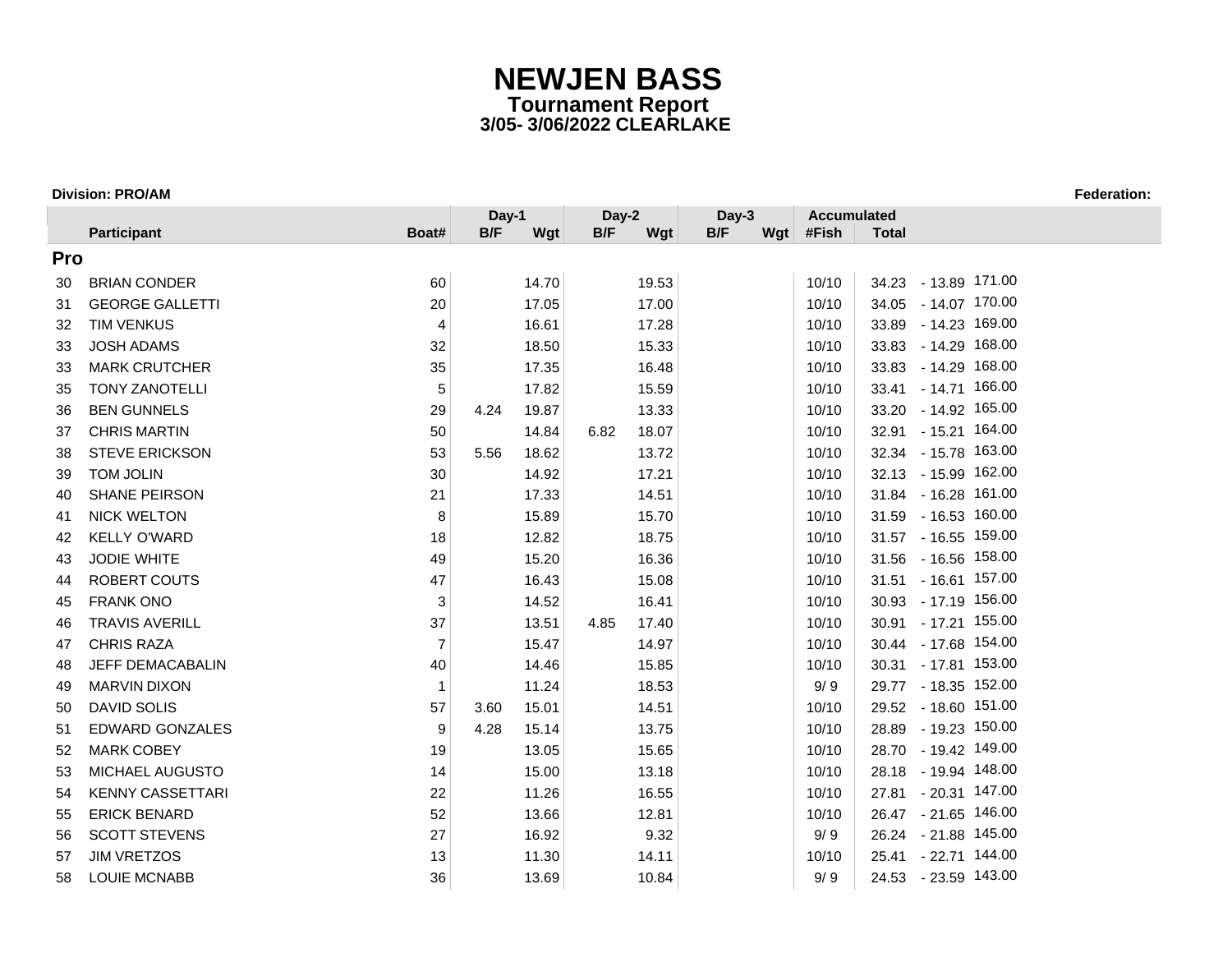# NEWJEN BASS

## Tournament Report

### 3/05- 3/06/2022 CLEARLAKE

**Division: PRO/AM** **Federation:**

| | Participant | Boat# | Day-1 B/F | Day-1 Wgt | Day-2 B/F | Day-2 Wgt | Day-3 B/F | Day-3 Wgt | Accumulated #Fish | Accumulated Total | | |
|---|---|---|---|---|---|---|---|---|---|---|---|---|
| **Pro** | | | | | | | | | | | | |
| 30 | BRIAN CONDER | 60 | | 14.70 | | 19.53 | | | 10/10 | 34.23 | - 13.89 | 171.00 |
| 31 | GEORGE GALLETTI | 20 | | 17.05 | | 17.00 | | | 10/10 | 34.05 | - 14.07 | 170.00 |
| 32 | TIM VENKUS | 4 | | 16.61 | | 17.28 | | | 10/10 | 33.89 | - 14.23 | 169.00 |
| 33 | JOSH ADAMS | 32 | | 18.50 | | 15.33 | | | 10/10 | 33.83 | - 14.29 | 168.00 |
| 33 | MARK CRUTCHER | 35 | | 17.35 | | 16.48 | | | 10/10 | 33.83 | - 14.29 | 168.00 |
| 35 | TONY ZANOTELLI | 5 | | 17.82 | | 15.59 | | | 10/10 | 33.41 | - 14.71 | 166.00 |
| 36 | BEN GUNNELS | 29 | 4.24 | 19.87 | | 13.33 | | | 10/10 | 33.20 | - 14.92 | 165.00 |
| 37 | CHRIS MARTIN | 50 | | 14.84 | 6.82 | 18.07 | | | 10/10 | 32.91 | - 15.21 | 164.00 |
| 38 | STEVE ERICKSON | 53 | 5.56 | 18.62 | | 13.72 | | | 10/10 | 32.34 | - 15.78 | 163.00 |
| 39 | TOM JOLIN | 30 | | 14.92 | | 17.21 | | | 10/10 | 32.13 | - 15.99 | 162.00 |
| 40 | SHANE PEIRSON | 21 | | 17.33 | | 14.51 | | | 10/10 | 31.84 | - 16.28 | 161.00 |
| 41 | NICK WELTON | 8 | | 15.89 | | 15.70 | | | 10/10 | 31.59 | - 16.53 | 160.00 |
| 42 | KELLY O'WARD | 18 | | 12.82 | | 18.75 | | | 10/10 | 31.57 | - 16.55 | 159.00 |
| 43 | JODIE WHITE | 49 | | 15.20 | | 16.36 | | | 10/10 | 31.56 | - 16.56 | 158.00 |
| 44 | ROBERT COUTS | 47 | | 16.43 | | 15.08 | | | 10/10 | 31.51 | - 16.61 | 157.00 |
| 45 | FRANK ONO | 3 | | 14.52 | | 16.41 | | | 10/10 | 30.93 | - 17.19 | 156.00 |
| 46 | TRAVIS AVERILL | 37 | | 13.51 | 4.85 | 17.40 | | | 10/10 | 30.91 | - 17.21 | 155.00 |
| 47 | CHRIS RAZA | 7 | | 15.47 | | 14.97 | | | 10/10 | 30.44 | - 17.68 | 154.00 |
| 48 | JEFF DEMACABALIN | 40 | | 14.46 | | 15.85 | | | 10/10 | 30.31 | - 17.81 | 153.00 |
| 49 | MARVIN DIXON | 1 | | 11.24 | | 18.53 | | | 9/ 9 | 29.77 | - 18.35 | 152.00 |
| 50 | DAVID SOLIS | 57 | 3.60 | 15.01 | | 14.51 | | | 10/10 | 29.52 | - 18.60 | 151.00 |
| 51 | EDWARD GONZALES | 9 | 4.28 | 15.14 | | 13.75 | | | 10/10 | 28.89 | - 19.23 | 150.00 |
| 52 | MARK COBEY | 19 | | 13.05 | | 15.65 | | | 10/10 | 28.70 | - 19.42 | 149.00 |
| 53 | MICHAEL AUGUSTO | 14 | | 15.00 | | 13.18 | | | 10/10 | 28.18 | - 19.94 | 148.00 |
| 54 | KENNY CASSETTARI | 22 | | 11.26 | | 16.55 | | | 10/10 | 27.81 | - 20.31 | 147.00 |
| 55 | ERICK BENARD | 52 | | 13.66 | | 12.81 | | | 10/10 | 26.47 | - 21.65 | 146.00 |
| 56 | SCOTT STEVENS | 27 | | 16.92 | | 9.32 | | | 9/ 9 | 26.24 | - 21.88 | 145.00 |
| 57 | JIM VRETZOS | 13 | | 11.30 | | 14.11 | | | 10/10 | 25.41 | - 22.71 | 144.00 |
| 58 | LOUIE MCNABB | 36 | | 13.69 | | 10.84 | | | 9/ 9 | 24.53 | - 23.59 | 143.00 |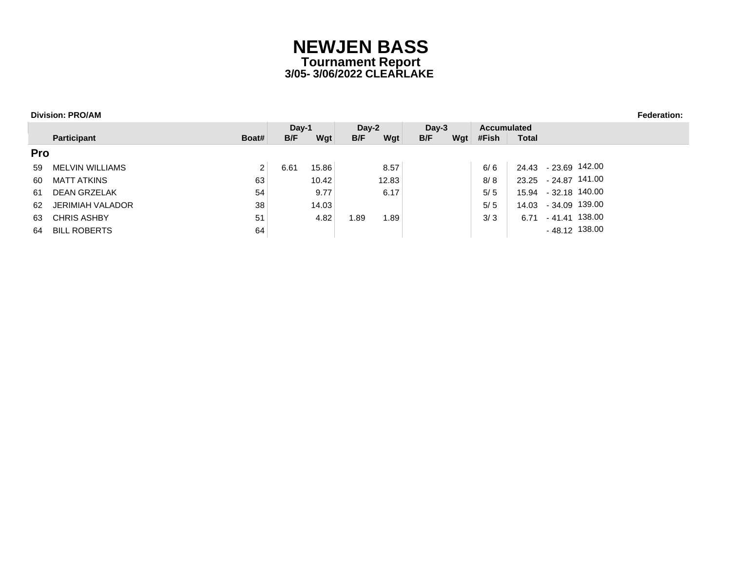# NEWJEN BASS
## Tournament Report
### 3/05- 3/06/2022 CLEARLAKE

**Division: PRO/AM** **Federation:**

| | Participant | Boat# | Day-1 B/F | Day-1 Wgt | Day-2 B/F | Day-2 Wgt | Day-3 B/F | Day-3 Wgt | Accumulated #Fish | Accumulated Total | | |
|---|---|---|---|---|---|---|---|---|---|---|---|---|
| **Pro** | | | | | | | | | | | | |
| 59 | MELVIN WILLIAMS | 2 | 6.61 | 15.86 | | 8.57 | | | 6/ 6 | 24.43 | - 23.69 | 142.00 |
| 60 | MATT ATKINS | 63 | | 10.42 | | 12.83 | | | 8/ 8 | 23.25 | - 24.87 | 141.00 |
| 61 | DEAN GRZELAK | 54 | | 9.77 | | 6.17 | | | 5/ 5 | 15.94 | - 32.18 | 140.00 |
| 62 | JERIMIAH VALADOR | 38 | | 14.03 | | | | | 5/ 5 | 14.03 | - 34.09 | 139.00 |
| 63 | CHRIS ASHBY | 51 | | 4.82 | 1.89 | 1.89 | | | 3/ 3 | 6.71 | - 41.41 | 138.00 |
| 64 | BILL ROBERTS | 64 | | | | | | | | | - 48.12 | 138.00 |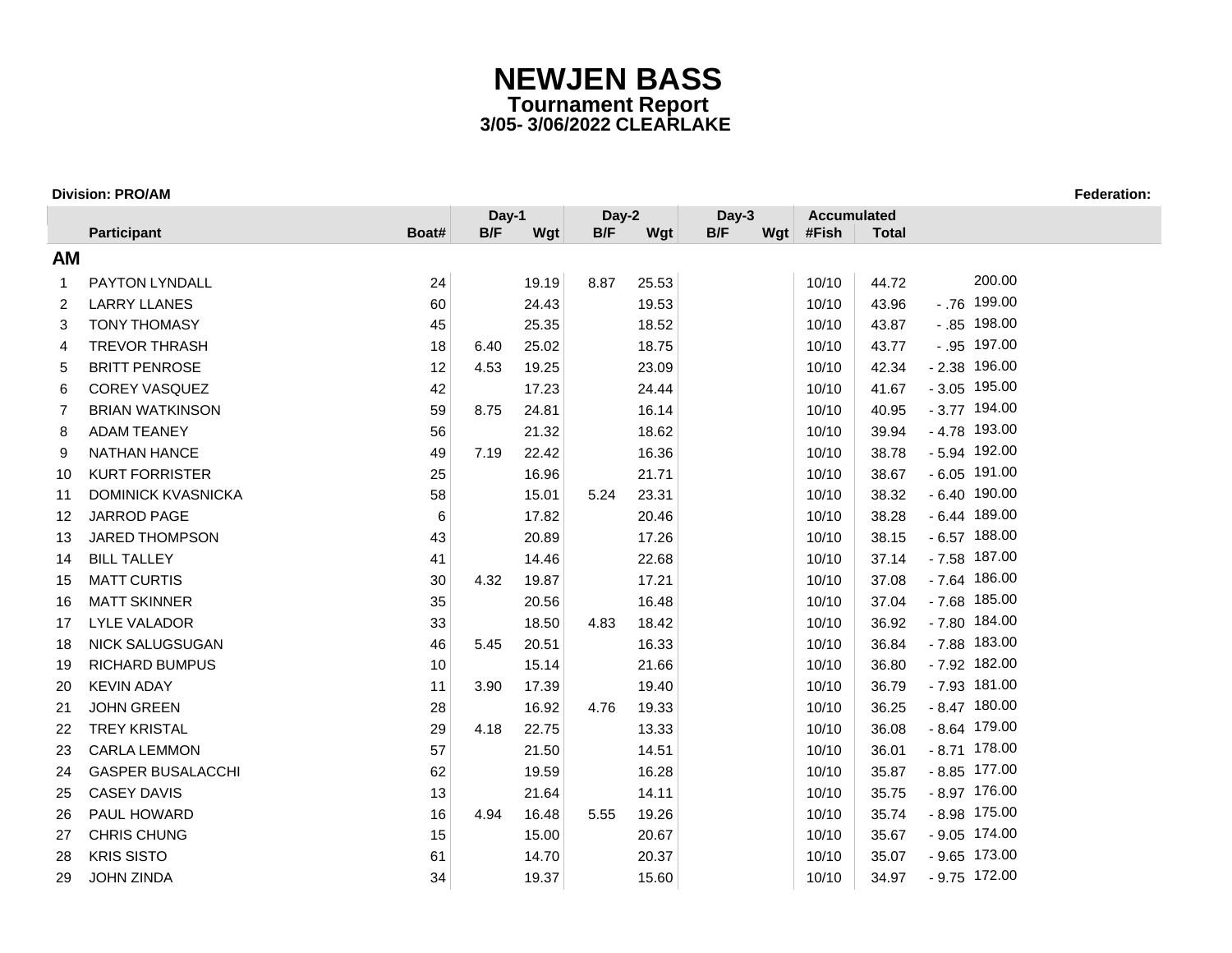# NEWJEN BASS

**Tournament Report**

**3/05- 3/06/2022 CLEARLAKE**

**Division: PRO/AM** **Federation:**

| | Participant | Boat# | Day-1 B/F | Day-1 Wgt | Day-2 B/F | Day-2 Wgt | Day-3 B/F | Day-3 Wgt | Accumulated #Fish | Accumulated Total | | |
|---|---|---|---|---|---|---|---|---|---|---|---|---|
| **AM** | | | | | | | | | | | | |
| 1 | PAYTON LYNDALL | 24 | | 19.19 | 8.87 | 25.53 | | | 10/10 | 44.72 | | 200.00 |
| 2 | LARRY LLANES | 60 | | 24.43 | | 19.53 | | | 10/10 | 43.96 | - .76 | 199.00 |
| 3 | TONY THOMASY | 45 | | 25.35 | | 18.52 | | | 10/10 | 43.87 | - .85 | 198.00 |
| 4 | TREVOR THRASH | 18 | 6.40 | 25.02 | | 18.75 | | | 10/10 | 43.77 | - .95 | 197.00 |
| 5 | BRITT PENROSE | 12 | 4.53 | 19.25 | | 23.09 | | | 10/10 | 42.34 | - 2.38 | 196.00 |
| 6 | COREY VASQUEZ | 42 | | 17.23 | | 24.44 | | | 10/10 | 41.67 | - 3.05 | 195.00 |
| 7 | BRIAN WATKINSON | 59 | 8.75 | 24.81 | | 16.14 | | | 10/10 | 40.95 | - 3.77 | 194.00 |
| 8 | ADAM TEANEY | 56 | | 21.32 | | 18.62 | | | 10/10 | 39.94 | - 4.78 | 193.00 |
| 9 | NATHAN HANCE | 49 | 7.19 | 22.42 | | 16.36 | | | 10/10 | 38.78 | - 5.94 | 192.00 |
| 10 | KURT FORRISTER | 25 | | 16.96 | | 21.71 | | | 10/10 | 38.67 | - 6.05 | 191.00 |
| 11 | DOMINICK KVASNICKA | 58 | | 15.01 | 5.24 | 23.31 | | | 10/10 | 38.32 | - 6.40 | 190.00 |
| 12 | JARROD PAGE | 6 | | 17.82 | | 20.46 | | | 10/10 | 38.28 | - 6.44 | 189.00 |
| 13 | JARED THOMPSON | 43 | | 20.89 | | 17.26 | | | 10/10 | 38.15 | - 6.57 | 188.00 |
| 14 | BILL TALLEY | 41 | | 14.46 | | 22.68 | | | 10/10 | 37.14 | - 7.58 | 187.00 |
| 15 | MATT CURTIS | 30 | 4.32 | 19.87 | | 17.21 | | | 10/10 | 37.08 | - 7.64 | 186.00 |
| 16 | MATT SKINNER | 35 | | 20.56 | | 16.48 | | | 10/10 | 37.04 | - 7.68 | 185.00 |
| 17 | LYLE VALADOR | 33 | | 18.50 | 4.83 | 18.42 | | | 10/10 | 36.92 | - 7.80 | 184.00 |
| 18 | NICK SALUGSUGAN | 46 | 5.45 | 20.51 | | 16.33 | | | 10/10 | 36.84 | - 7.88 | 183.00 |
| 19 | RICHARD BUMPUS | 10 | | 15.14 | | 21.66 | | | 10/10 | 36.80 | - 7.92 | 182.00 |
| 20 | KEVIN ADAY | 11 | 3.90 | 17.39 | | 19.40 | | | 10/10 | 36.79 | - 7.93 | 181.00 |
| 21 | JOHN GREEN | 28 | | 16.92 | 4.76 | 19.33 | | | 10/10 | 36.25 | - 8.47 | 180.00 |
| 22 | TREY KRISTAL | 29 | 4.18 | 22.75 | | 13.33 | | | 10/10 | 36.08 | - 8.64 | 179.00 |
| 23 | CARLA LEMMON | 57 | | 21.50 | | 14.51 | | | 10/10 | 36.01 | - 8.71 | 178.00 |
| 24 | GASPER BUSALACCHI | 62 | | 19.59 | | 16.28 | | | 10/10 | 35.87 | - 8.85 | 177.00 |
| 25 | CASEY DAVIS | 13 | | 21.64 | | 14.11 | | | 10/10 | 35.75 | - 8.97 | 176.00 |
| 26 | PAUL HOWARD | 16 | 4.94 | 16.48 | 5.55 | 19.26 | | | 10/10 | 35.74 | - 8.98 | 175.00 |
| 27 | CHRIS CHUNG | 15 | | 15.00 | | 20.67 | | | 10/10 | 35.67 | - 9.05 | 174.00 |
| 28 | KRIS SISTO | 61 | | 14.70 | | 20.37 | | | 10/10 | 35.07 | - 9.65 | 173.00 |
| 29 | JOHN ZINDA | 34 | | 19.37 | | 15.60 | | | 10/10 | 34.97 | - 9.75 | 172.00 |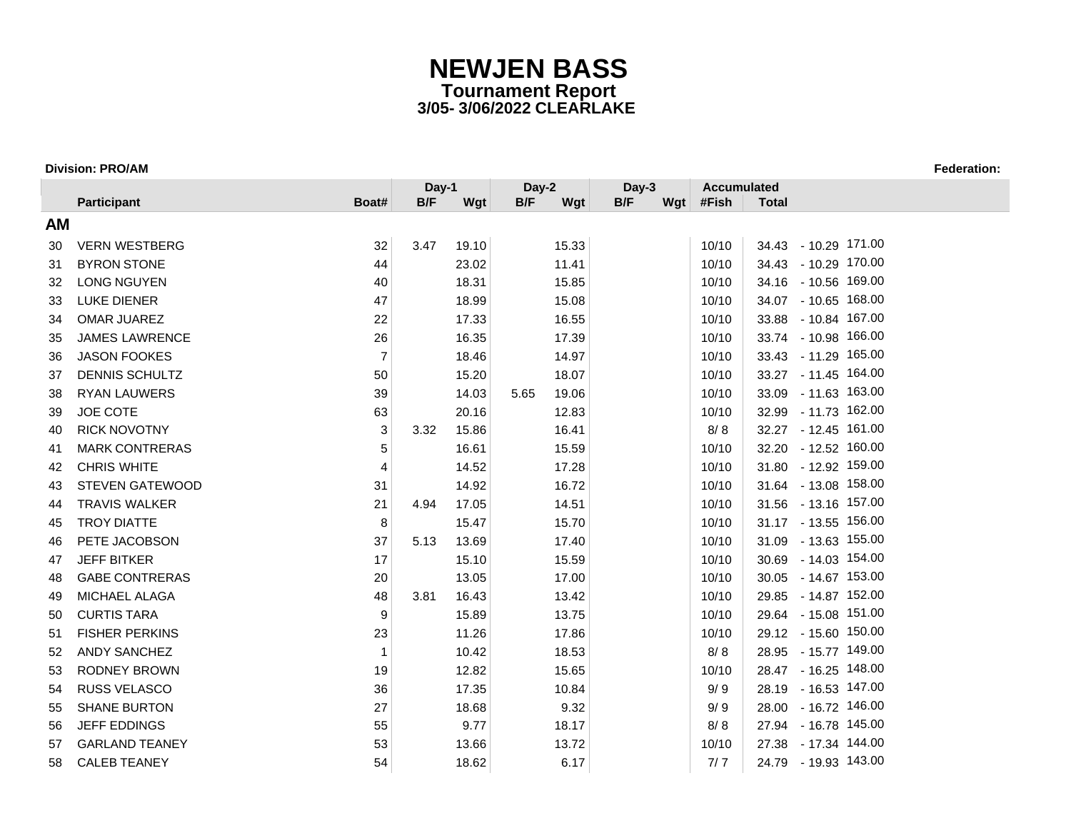# NEWJEN BASS

## Tournament Report

### 3/05- 3/06/2022 CLEARLAKE

**Division: PRO/AM** **Federation:**

| | | | Day-1 | | Day-2 | | Day-3 | | Accumulated | | | |
|---|---|---|---|---|---|---|---|---|---|---|---|---|
| | Participant | Boat# | B/F | Wgt | B/F | Wgt | B/F | Wgt | #Fish | Total | | |
| **AM** | | | | | | | | | | | | |
| 30 | VERN WESTBERG | 32 | 3.47 | 19.10 | | 15.33 | | | 10/10 | 34.43 | - 10.29 | 171.00 |
| 31 | BYRON STONE | 44 | | 23.02 | | 11.41 | | | 10/10 | 34.43 | - 10.29 | 170.00 |
| 32 | LONG NGUYEN | 40 | | 18.31 | | 15.85 | | | 10/10 | 34.16 | - 10.56 | 169.00 |
| 33 | LUKE DIENER | 47 | | 18.99 | | 15.08 | | | 10/10 | 34.07 | - 10.65 | 168.00 |
| 34 | OMAR JUAREZ | 22 | | 17.33 | | 16.55 | | | 10/10 | 33.88 | - 10.84 | 167.00 |
| 35 | JAMES LAWRENCE | 26 | | 16.35 | | 17.39 | | | 10/10 | 33.74 | - 10.98 | 166.00 |
| 36 | JASON FOOKES | 7 | | 18.46 | | 14.97 | | | 10/10 | 33.43 | - 11.29 | 165.00 |
| 37 | DENNIS SCHULTZ | 50 | | 15.20 | | 18.07 | | | 10/10 | 33.27 | - 11.45 | 164.00 |
| 38 | RYAN LAUWERS | 39 | | 14.03 | 5.65 | 19.06 | | | 10/10 | 33.09 | - 11.63 | 163.00 |
| 39 | JOE COTE | 63 | | 20.16 | | 12.83 | | | 10/10 | 32.99 | - 11.73 | 162.00 |
| 40 | RICK NOVOTNY | 3 | 3.32 | 15.86 | | 16.41 | | | 8/ 8 | 32.27 | - 12.45 | 161.00 |
| 41 | MARK CONTRERAS | 5 | | 16.61 | | 15.59 | | | 10/10 | 32.20 | - 12.52 | 160.00 |
| 42 | CHRIS WHITE | 4 | | 14.52 | | 17.28 | | | 10/10 | 31.80 | - 12.92 | 159.00 |
| 43 | STEVEN GATEWOOD | 31 | | 14.92 | | 16.72 | | | 10/10 | 31.64 | - 13.08 | 158.00 |
| 44 | TRAVIS WALKER | 21 | 4.94 | 17.05 | | 14.51 | | | 10/10 | 31.56 | - 13.16 | 157.00 |
| 45 | TROY DIATTE | 8 | | 15.47 | | 15.70 | | | 10/10 | 31.17 | - 13.55 | 156.00 |
| 46 | PETE JACOBSON | 37 | 5.13 | 13.69 | | 17.40 | | | 10/10 | 31.09 | - 13.63 | 155.00 |
| 47 | JEFF BITKER | 17 | | 15.10 | | 15.59 | | | 10/10 | 30.69 | - 14.03 | 154.00 |
| 48 | GABE CONTRERAS | 20 | | 13.05 | | 17.00 | | | 10/10 | 30.05 | - 14.67 | 153.00 |
| 49 | MICHAEL ALAGA | 48 | 3.81 | 16.43 | | 13.42 | | | 10/10 | 29.85 | - 14.87 | 152.00 |
| 50 | CURTIS TARA | 9 | | 15.89 | | 13.75 | | | 10/10 | 29.64 | - 15.08 | 151.00 |
| 51 | FISHER PERKINS | 23 | | 11.26 | | 17.86 | | | 10/10 | 29.12 | - 15.60 | 150.00 |
| 52 | ANDY SANCHEZ | 1 | | 10.42 | | 18.53 | | | 8/ 8 | 28.95 | - 15.77 | 149.00 |
| 53 | RODNEY BROWN | 19 | | 12.82 | | 15.65 | | | 10/10 | 28.47 | - 16.25 | 148.00 |
| 54 | RUSS VELASCO | 36 | | 17.35 | | 10.84 | | | 9/ 9 | 28.19 | - 16.53 | 147.00 |
| 55 | SHANE BURTON | 27 | | 18.68 | | 9.32 | | | 9/ 9 | 28.00 | - 16.72 | 146.00 |
| 56 | JEFF EDDINGS | 55 | | 9.77 | | 18.17 | | | 8/ 8 | 27.94 | - 16.78 | 145.00 |
| 57 | GARLAND TEANEY | 53 | | 13.66 | | 13.72 | | | 10/10 | 27.38 | - 17.34 | 144.00 |
| 58 | CALEB TEANEY | 54 | | 18.62 | | 6.17 | | | 7/ 7 | 24.79 | - 19.93 | 143.00 |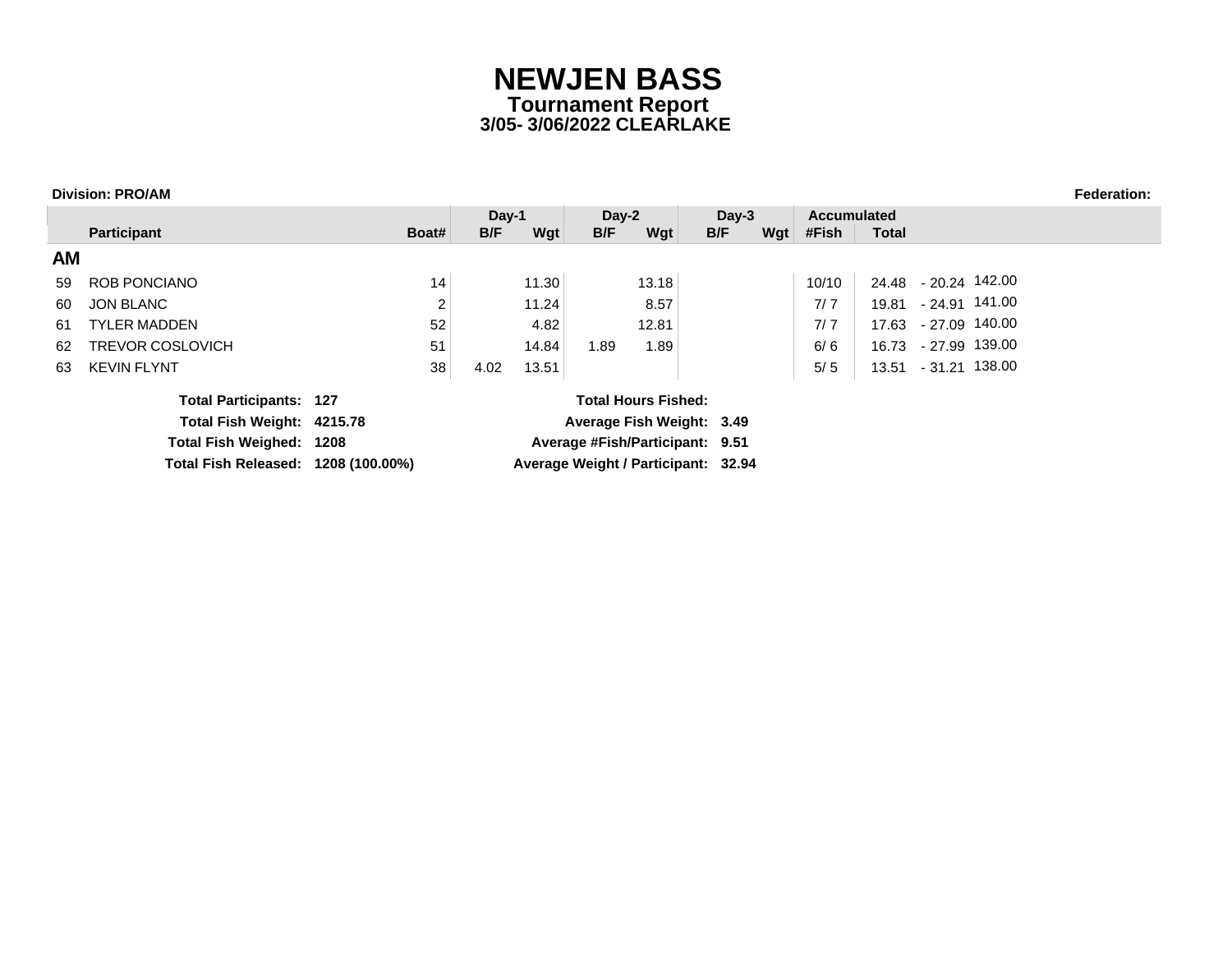# NEWJEN BASS

## Tournament Report

### 3/05- 3/06/2022 CLEARLAKE

**Division: PRO/AM** **Federation:**

| | Participant | Boat# | Day-1 B/F | Day-1 Wgt | Day-2 B/F | Day-2 Wgt | Day-3 B/F | Day-3 Wgt | Accumulated #Fish | Accumulated Total | | |
|---|---|---|---|---|---|---|---|---|---|---|---|---|
| **AM** | | | | | | | | | | | | |
| 59 | ROB PONCIANO | 14 | | 11.30 | | 13.18 | | | 10/10 | 24.48 | - 20.24 | 142.00 |
| 60 | JON BLANC | 2 | | 11.24 | | 8.57 | | | 7/ 7 | 19.81 | - 24.91 | 141.00 |
| 61 | TYLER MADDEN | 52 | | 4.82 | | 12.81 | | | 7/ 7 | 17.63 | - 27.09 | 140.00 |
| 62 | TREVOR COSLOVICH | 51 | | 14.84 | 1.89 | 1.89 | | | 6/ 6 | 16.73 | - 27.99 | 139.00 |
| 63 | KEVIN FLYNT | 38 | 4.02 | 13.51 | | | | | 5/ 5 | 13.51 | - 31.21 | 138.00 |

**Total Participants:** 127
**Total Fish Weight:** 4215.78
**Total Fish Weighed:** 1208
**Total Fish Released:** 1208 (100.00%)

**Total Hours Fished:**
**Average Fish Weight:** 3.49
**Average #Fish/Participant:** 9.51
**Average Weight / Participant:** 32.94